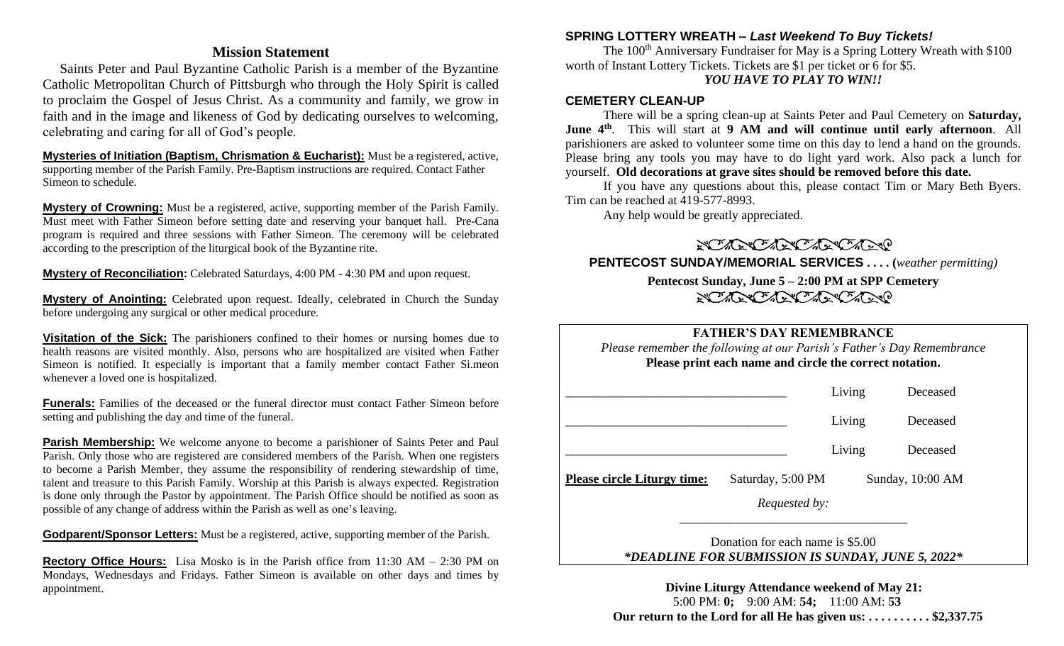## Mission Statement

Saints Peter and Paul Byzantine Catholic Parish is a member of the Byzantine Catholic Metropolitan Church of Pittsburgh who through the Holy Spirit is called to proclaim the Gospel of Jesus Christ. As a community and family, we grow in faith and in the image and likeness of God by dedicating ourselves to welcoming, celebrating and caring for all of God's people.

**Mysteries of Initiation (Baptism, Chrismation & Eucharist):** Must be a registered, active, supporting member of the Parish Family. Pre-Baptism instructions are required. Contact Father Simeon to schedule.

**Mystery of Crowning:** Must be a registered, active, supporting member of the Parish Family. Must meet with Father Simeon before setting date and reserving your banquet hall. Pre-Cana program is required and three sessions with Father Simeon. The ceremony will be celebrated according to the prescription of the liturgical book of the Byzantine rite.

**Mystery of Reconciliation:** Celebrated Saturdays, 4:00 PM - 4:30 PM and upon request.

**Mystery of Anointing:** Celebrated upon request. Ideally, celebrated in Church the Sunday before undergoing any surgical or other medical procedure.

**Visitation of the Sick:** The parishioners confined to their homes or nursing homes due to health reasons are visited monthly. Also, persons who are hospitalized are visited when Father Simeon is notified. It especially is important that a family member contact Father Si.meon whenever a loved one is hospitalized.

**Funerals:** Families of the deceased or the funeral director must contact Father Simeon before setting and publishing the day and time of the funeral.

**Parish Membership:** We welcome anyone to become a parishioner of Saints Peter and Paul Parish. Only those who are registered are considered members of the Parish. When one registers to become a Parish Member, they assume the responsibility of rendering stewardship of time, talent and treasure to this Parish Family. Worship at this Parish is always expected. Registration is done only through the Pastor by appointment. The Parish Office should be notified as soon as possible of any change of address within the Parish as well as one's leaving.

**Godparent/Sponsor Letters:** Must be a registered, active, supporting member of the Parish.

**Rectory Office Hours:** Lisa Mosko is in the Parish office from 11:30 AM – 2:30 PM on Mondays, Wednesdays and Fridays. Father Simeon is available on other days and times by appointment.

### SPRING LOTTERY WREATH – *Last Weekend To Buy Tickets!*

The 100th Anniversary Fundraiser for May is a Spring Lottery Wreath with $100 worth of Instant Lottery Tickets. Tickets are $1 per ticket or 6 for $5.

***YOU HAVE TO PLAY TO WIN!!***

### CEMETERY CLEAN-UP

There will be a spring clean-up at Saints Peter and Paul Cemetery on **Saturday, June 4th**. This will start at **9 AM and will continue until early afternoon**. All parishioners are asked to volunteer some time on this day to lend a hand on the grounds. Please bring any tools you may have to do light yard work. Also pack a lunch for yourself. **Old decorations at grave sites should be removed before this date.**

If you have any questions about this, please contact Tim or Mary Beth Byers. Tim can be reached at 419-577-8993.

Any help would be greatly appreciated.

### PENTECOST SUNDAY/MEMORIAL SERVICES . . . . (*weather permitting*)

**Pentecost Sunday, June 5 – 2:00 PM at SPP Cemetery**

### FATHER'S DAY REMEMBRANCE

*Please remember the following at our Parish's Father's Day Remembrance*

**Please print each name and circle the correct notation.**

___________________________________ Living Deceased

___________________________________ Living Deceased

___________________________________ Living Deceased

**Please circle Liturgy time:** Saturday, 5:00 PM Sunday, 10:00 AM

*Requested by:* ___________________________________

Donation for each name is $5.00

***DEADLINE FOR SUBMISSION IS SUNDAY, JUNE 5, 2022***

**Divine Liturgy Attendance weekend of May 21:**

5:00 PM: **0;** 9:00 AM: **54;** 11:00 AM: **53**

**Our return to the Lord for all He has given us: . . . . . . . . . . $2,337.75**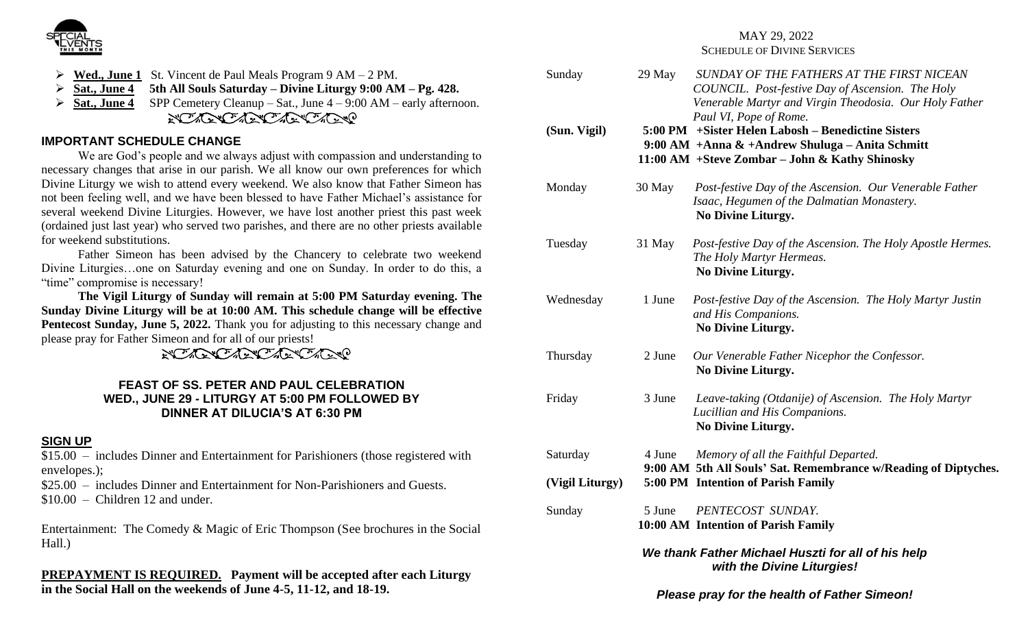- **Wed., June 1** St. Vincent de Paul Meals Program 9 AM – 2 PM.
- **Sat., June 4 5th All Souls Saturday – Divine Liturgy 9:00 AM – Pg. 428.**
- **Sat., June 4** SPP Cemetery Cleanup – Sat., June 4 – 9:00 AM – early afternoon.

### IMPORTANT SCHEDULE CHANGE

We are God's people and we always adjust with compassion and understanding to necessary changes that arise in our parish. We all know our own preferences for which Divine Liturgy we wish to attend every weekend. We also know that Father Simeon has not been feeling well, and we have been blessed to have Father Michael's assistance for several weekend Divine Liturgies. However, we have lost another priest this past week (ordained just last year) who served two parishes, and there are no other priests available for weekend substitutions.

Father Simeon has been advised by the Chancery to celebrate two weekend Divine Liturgies…one on Saturday evening and one on Sunday. In order to do this, a "time" compromise is necessary!

**The Vigil Liturgy of Sunday will remain at 5:00 PM Saturday evening. The Sunday Divine Liturgy will be at 10:00 AM. This schedule change will be effective Pentecost Sunday, June 5, 2022.** Thank you for adjusting to this necessary change and please pray for Father Simeon and for all of our priests!

### FEAST OF SS. PETER AND PAUL CELEBRATION
### WED., JUNE 29 - LITURGY AT 5:00 PM FOLLOWED BY DINNER AT DILUCIA'S AT 6:30 PM

### SIGN UP

$15.00 – includes Dinner and Entertainment for Parishioners (those registered with envelopes.);

$25.00 – includes Dinner and Entertainment for Non-Parishioners and Guests.

$10.00 – Children 12 and under.

Entertainment: The Comedy & Magic of Eric Thompson (See brochures in the Social Hall.)

**PREPAYMENT IS REQUIRED. Payment will be accepted after each Liturgy in the Social Hall on the weekends of June 4-5, 11-12, and 18-19.**

MAY 29, 2022

SCHEDULE OF DIVINE SERVICES

| | | |
|---|---|---|
| Sunday | 29 May | *SUNDAY OF THE FATHERS AT THE FIRST NICEAN COUNCIL. Post-festive Day of Ascension. The Holy Venerable Martyr and Virgin Theodosia. Our Holy Father Paul VI, Pope of Rome.* |
| **(Sun. Vigil)** | **5:00 PM** | **+Sister Helen Labosh – Benedictine Sisters** |
| | **9:00 AM** | **+Anna & +Andrew Shuluga – Anita Schmitt** |
| | **11:00 AM** | **+Steve Zombar – John & Kathy Shinosky** |
| Monday | 30 May | *Post-festive Day of the Ascension. Our Venerable Father Isaac, Hegumen of the Dalmatian Monastery.* **No Divine Liturgy.** |
| Tuesday | 31 May | *Post-festive Day of the Ascension. The Holy Apostle Hermes. The Holy Martyr Hermeas.* **No Divine Liturgy.** |
| Wednesday | 1 June | *Post-festive Day of the Ascension. The Holy Martyr Justin and His Companions.* **No Divine Liturgy.** |
| Thursday | 2 June | *Our Venerable Father Nicephor the Confessor.* **No Divine Liturgy.** |
| Friday | 3 June | *Leave-taking (Otdanije) of Ascension. The Holy Martyr Lucillian and His Companions.* **No Divine Liturgy.** |
| Saturday | 4 June | *Memory of all the Faithful Departed.* |
| | **9:00 AM** | **5th All Souls' Sat. Remembrance w/Reading of Diptyches.** |
| **(Vigil Liturgy)** | **5:00 PM** | **Intention of Parish Family** |
| Sunday | 5 June | *PENTECOST SUNDAY.* |
| | **10:00 AM** | **Intention of Parish Family** |

***We thank Father Michael Huszti for all of his help with the Divine Liturgies!***

***Please pray for the health of Father Simeon!***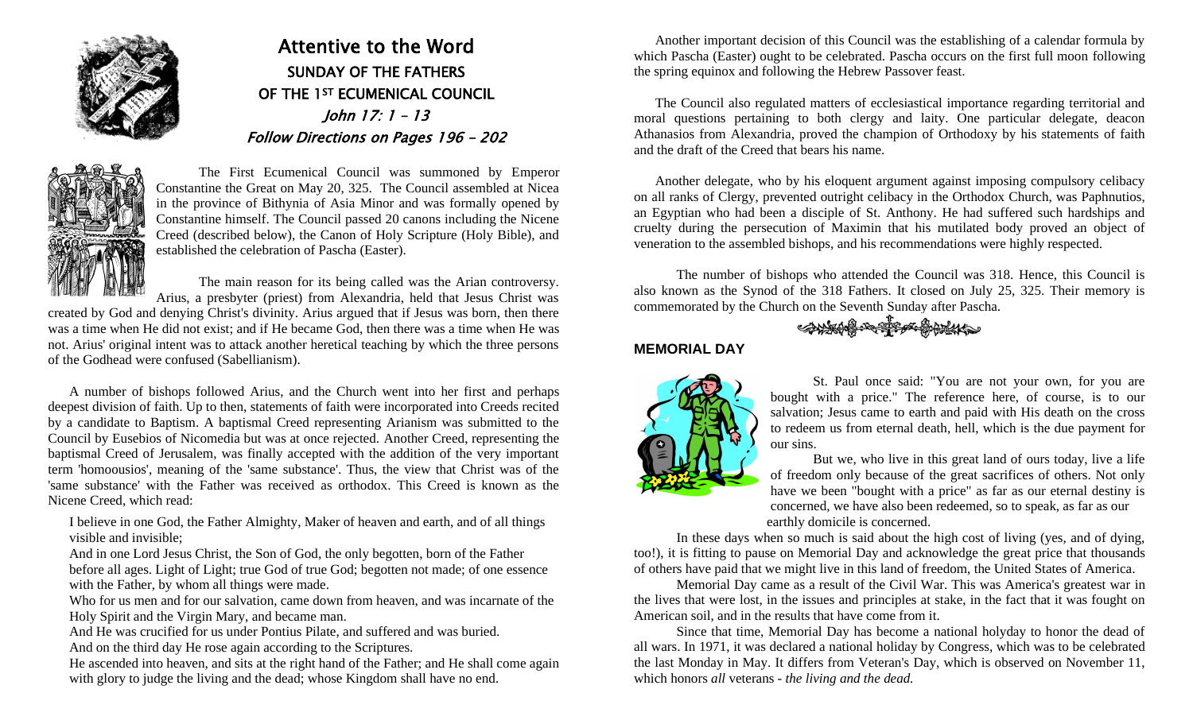# Attentive to the Word

## SUNDAY OF THE FATHERS OF THE 1ST ECUMENICAL COUNCIL

*John 17: 1 – 13*

*Follow Directions on Pages 196 – 202*

The First Ecumenical Council was summoned by Emperor Constantine the Great on May 20, 325. The Council assembled at Nicea in the province of Bithynia of Asia Minor and was formally opened by Constantine himself. The Council passed 20 canons including the Nicene Creed (described below), the Canon of Holy Scripture (Holy Bible), and established the celebration of Pascha (Easter).

The main reason for its being called was the Arian controversy. Arius, a presbyter (priest) from Alexandria, held that Jesus Christ was created by God and denying Christ's divinity. Arius argued that if Jesus was born, then there was a time when He did not exist; and if He became God, then there was a time when He was not. Arius' original intent was to attack another heretical teaching by which the three persons of the Godhead were confused (Sabellianism).

A number of bishops followed Arius, and the Church went into her first and perhaps deepest division of faith. Up to then, statements of faith were incorporated into Creeds recited by a candidate to Baptism. A baptismal Creed representing Arianism was submitted to the Council by Eusebios of Nicomedia but was at once rejected. Another Creed, representing the baptismal Creed of Jerusalem, was finally accepted with the addition of the very important term 'homoousios', meaning of the 'same substance'. Thus, the view that Christ was of the 'same substance' with the Father was received as orthodox. This Creed is known as the Nicene Creed, which read:

I believe in one God, the Father Almighty, Maker of heaven and earth, and of all things visible and invisible;

And in one Lord Jesus Christ, the Son of God, the only begotten, born of the Father before all ages. Light of Light; true God of true God; begotten not made; of one essence with the Father, by whom all things were made.

Who for us men and for our salvation, came down from heaven, and was incarnate of the Holy Spirit and the Virgin Mary, and became man.

And He was crucified for us under Pontius Pilate, and suffered and was buried.

And on the third day He rose again according to the Scriptures.

He ascended into heaven, and sits at the right hand of the Father; and He shall come again with glory to judge the living and the dead; whose Kingdom shall have no end.

Another important decision of this Council was the establishing of a calendar formula by which Pascha (Easter) ought to be celebrated. Pascha occurs on the first full moon following the spring equinox and following the Hebrew Passover feast.

The Council also regulated matters of ecclesiastical importance regarding territorial and moral questions pertaining to both clergy and laity. One particular delegate, deacon Athanasios from Alexandria, proved the champion of Orthodoxy by his statements of faith and the draft of the Creed that bears his name.

Another delegate, who by his eloquent argument against imposing compulsory celibacy on all ranks of Clergy, prevented outright celibacy in the Orthodox Church, was Paphnutios, an Egyptian who had been a disciple of St. Anthony. He had suffered such hardships and cruelty during the persecution of Maximin that his mutilated body proved an object of veneration to the assembled bishops, and his recommendations were highly respected.

The number of bishops who attended the Council was 318. Hence, this Council is also known as the Synod of the 318 Fathers. It closed on July 25, 325. Their memory is commemorated by the Church on the Seventh Sunday after Pascha.

## MEMORIAL DAY

St. Paul once said: "You are not your own, for you are bought with a price." The reference here, of course, is to our salvation; Jesus came to earth and paid with His death on the cross to redeem us from eternal death, hell, which is the due payment for our sins.

But we, who live in this great land of ours today, live a life of freedom only because of the great sacrifices of others. Not only have we been "bought with a price" as far as our eternal destiny is concerned, we have also been redeemed, so to speak, as far as our earthly domicile is concerned.

In these days when so much is said about the high cost of living (yes, and of dying, too!), it is fitting to pause on Memorial Day and acknowledge the great price that thousands of others have paid that we might live in this land of freedom, the United States of America.

Memorial Day came as a result of the Civil War. This was America's greatest war in the lives that were lost, in the issues and principles at stake, in the fact that it was fought on American soil, and in the results that have come from it.

Since that time, Memorial Day has become a national holyday to honor the dead of all wars. In 1971, it was declared a national holiday by Congress, which was to be celebrated the last Monday in May. It differs from Veteran's Day, which is observed on November 11, which honors *all* veterans - *the living and the dead.*